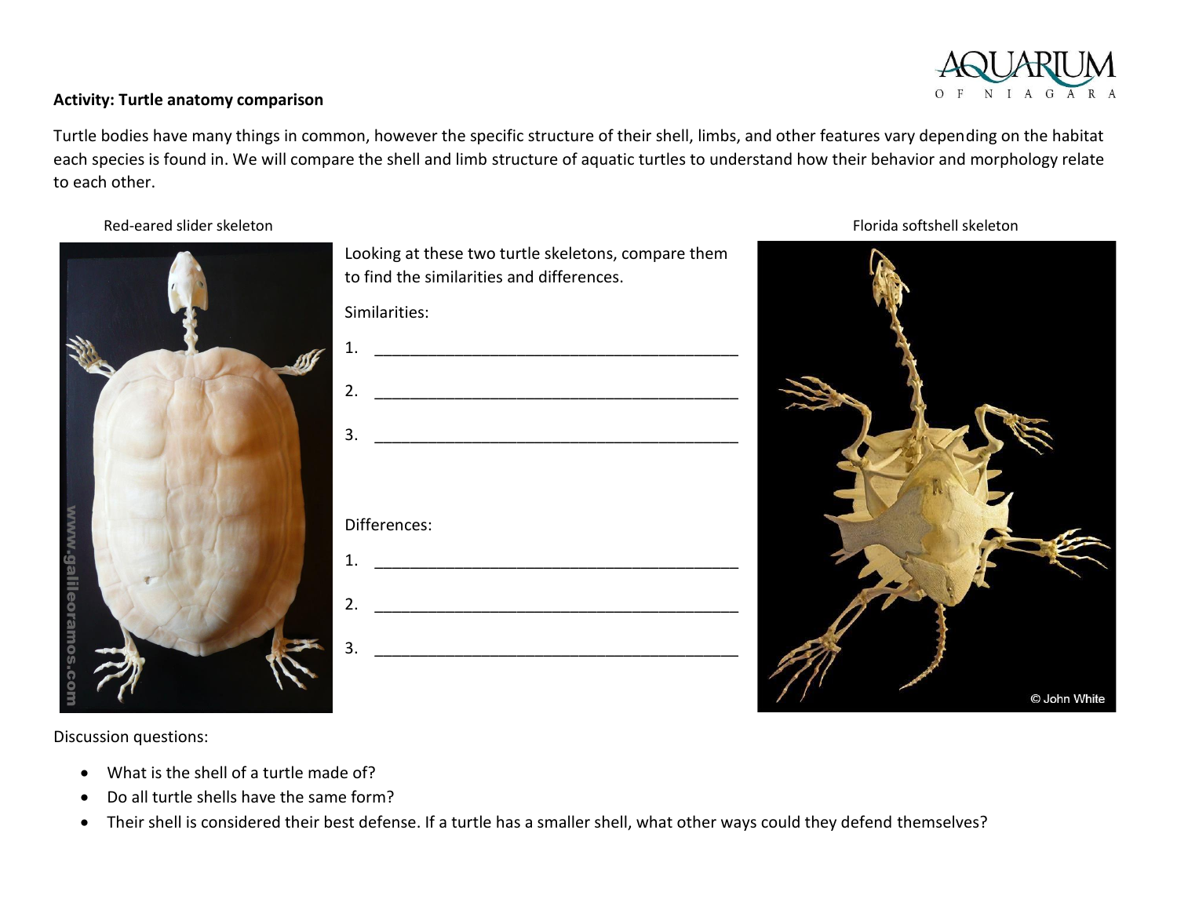**Activity: Turtle anatomy comparison**

Turtle bodies have many things in common, however the specific structure of their shell, limbs, and other features vary depending on the habitat each species is found in. We will compare the shell and limb structure of aquatic turtles to understand how their behavior and morphology relate to each other.

Red-eared slider skeleton

Looking at these two turtle skeletons, compare them to find the similarities and differences.

Similarities:

1. ________________________________________
2. ________________________________________
3. ________________________________________

Differences:

1. ________________________________________
2. ________________________________________
3. ________________________________________

Florida softshell skeleton

Discussion questions:

- What is the shell of a turtle made of?
- Do all turtle shells have the same form?
- Their shell is considered their best defense. If a turtle has a smaller shell, what other ways could they defend themselves?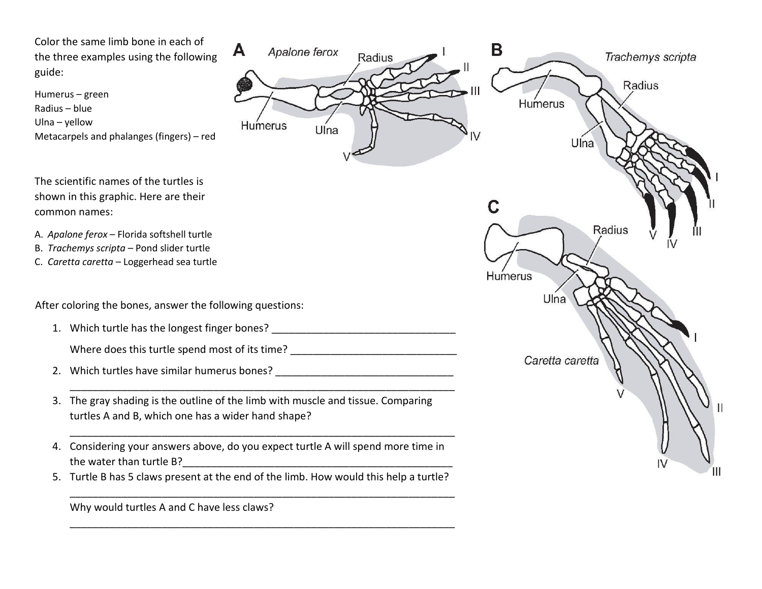Color the same limb bone in each of the three examples using the following guide:

Humerus – green
Radius – blue
Ulna – yellow
Metacarpels and phalanges (fingers) – red

A *Apalone ferox*

Radius

Humerus

Ulna

I

II

III

IV

V

B *Trachemys scripta*

Radius

Humerus

Ulna

I

II

III

IV

V

C *Caretta caretta*

Radius

Humerus

Ulna

I

II

III

IV

V

The scientific names of the turtles is shown in this graphic. Here are their common names:

A. *Apalone ferox* – Florida softshell turtle
B. *Trachemys scripta* – Pond slider turtle
C. *Caretta caretta* – Loggerhead sea turtle

After coloring the bones, answer the following questions:

1. Which turtle has the longest finger bones? ________________________________

   Where does this turtle spend most of its time? ____________________________

2. Which turtles have similar humerus bones? _______________________________

   ______________________________________________________________________

3. The gray shading is the outline of the limb with muscle and tissue. Comparing turtles A and B, which one has a wider hand shape?

   ______________________________________________________________________

4. Considering your answers above, do you expect turtle A will spend more time in the water than turtle B?_______________________________________________

5. Turtle B has 5 claws present at the end of the limb. How would this help a turtle?

   ______________________________________________________________________

   Why would turtles A and C have less claws?

   ______________________________________________________________________